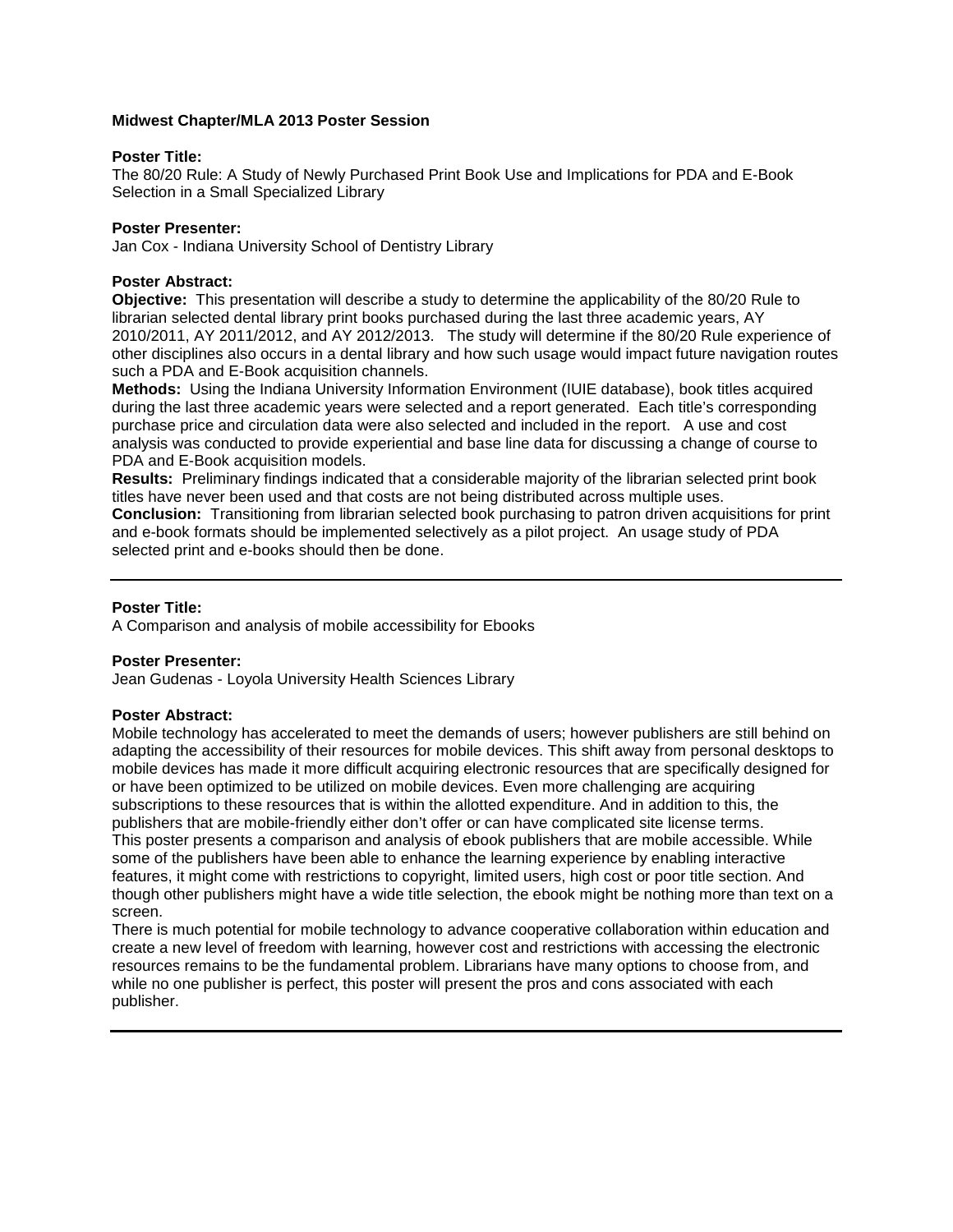**Midwest Chapter/MLA 2013 Poster Session**

**Poster Title:**
The 80/20 Rule: A Study of Newly Purchased Print Book Use and Implications for PDA and E-Book Selection in a Small Specialized Library

**Poster Presenter:**
Jan Cox - Indiana University School of Dentistry Library

**Poster Abstract:**
**Objective:** This presentation will describe a study to determine the applicability of the 80/20 Rule to librarian selected dental library print books purchased during the last three academic years, AY 2010/2011, AY 2011/2012, and AY 2012/2013. The study will determine if the 80/20 Rule experience of other disciplines also occurs in a dental library and how such usage would impact future navigation routes such a PDA and E-Book acquisition channels.
**Methods:** Using the Indiana University Information Environment (IUIE database), book titles acquired during the last three academic years were selected and a report generated. Each title's corresponding purchase price and circulation data were also selected and included in the report. A use and cost analysis was conducted to provide experiential and base line data for discussing a change of course to PDA and E-Book acquisition models.
**Results:** Preliminary findings indicated that a considerable majority of the librarian selected print book titles have never been used and that costs are not being distributed across multiple uses.
**Conclusion:** Transitioning from librarian selected book purchasing to patron driven acquisitions for print and e-book formats should be implemented selectively as a pilot project. An usage study of PDA selected print and e-books should then be done.

---

**Poster Title:**
A Comparison and analysis of mobile accessibility for Ebooks

**Poster Presenter:**
Jean Gudenas - Loyola University Health Sciences Library

**Poster Abstract:**
Mobile technology has accelerated to meet the demands of users; however publishers are still behind on adapting the accessibility of their resources for mobile devices. This shift away from personal desktops to mobile devices has made it more difficult acquiring electronic resources that are specifically designed for or have been optimized to be utilized on mobile devices. Even more challenging are acquiring subscriptions to these resources that is within the allotted expenditure. And in addition to this, the publishers that are mobile-friendly either don't offer or can have complicated site license terms.
This poster presents a comparison and analysis of ebook publishers that are mobile accessible. While some of the publishers have been able to enhance the learning experience by enabling interactive features, it might come with restrictions to copyright, limited users, high cost or poor title section. And though other publishers might have a wide title selection, the ebook might be nothing more than text on a screen.
There is much potential for mobile technology to advance cooperative collaboration within education and create a new level of freedom with learning, however cost and restrictions with accessing the electronic resources remains to be the fundamental problem. Librarians have many options to choose from, and while no one publisher is perfect, this poster will present the pros and cons associated with each publisher.

---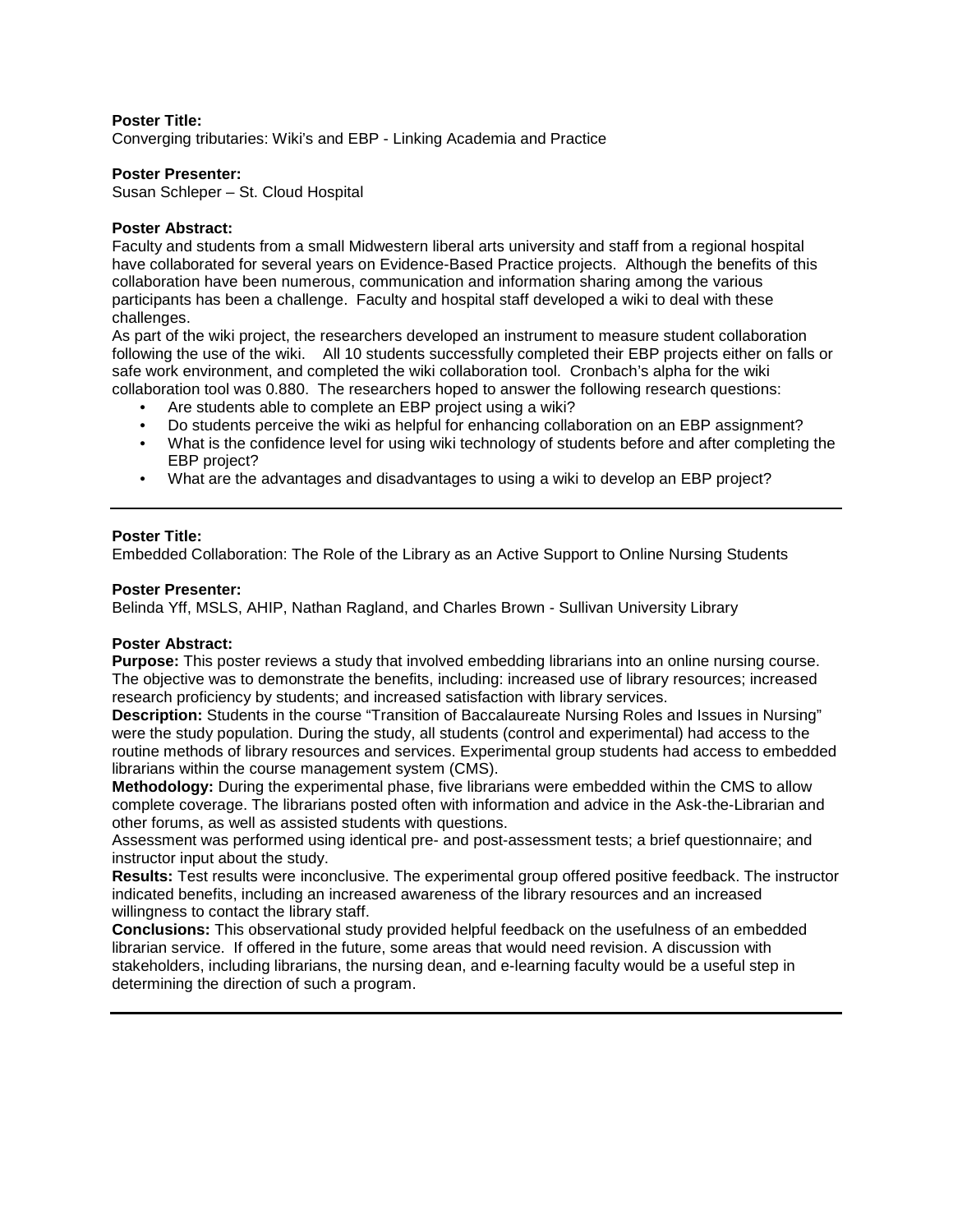**Poster Title:**
Converging tributaries: Wiki's and EBP - Linking Academia and Practice

**Poster Presenter:**
Susan Schleper – St. Cloud Hospital

**Poster Abstract:**
Faculty and students from a small Midwestern liberal arts university and staff from a regional hospital have collaborated for several years on Evidence-Based Practice projects. Although the benefits of this collaboration have been numerous, communication and information sharing among the various participants has been a challenge. Faculty and hospital staff developed a wiki to deal with these challenges.
As part of the wiki project, the researchers developed an instrument to measure student collaboration following the use of the wiki. All 10 students successfully completed their EBP projects either on falls or safe work environment, and completed the wiki collaboration tool. Cronbach's alpha for the wiki collaboration tool was 0.880. The researchers hoped to answer the following research questions:

- Are students able to complete an EBP project using a wiki?
- Do students perceive the wiki as helpful for enhancing collaboration on an EBP assignment?
- What is the confidence level for using wiki technology of students before and after completing the EBP project?
- What are the advantages and disadvantages to using a wiki to develop an EBP project?

---

**Poster Title:**
Embedded Collaboration: The Role of the Library as an Active Support to Online Nursing Students

**Poster Presenter:**
Belinda Yff, MSLS, AHIP, Nathan Ragland, and Charles Brown - Sullivan University Library

**Poster Abstract:**
**Purpose:** This poster reviews a study that involved embedding librarians into an online nursing course. The objective was to demonstrate the benefits, including: increased use of library resources; increased research proficiency by students; and increased satisfaction with library services.
**Description:** Students in the course "Transition of Baccalaureate Nursing Roles and Issues in Nursing" were the study population. During the study, all students (control and experimental) had access to the routine methods of library resources and services. Experimental group students had access to embedded librarians within the course management system (CMS).
**Methodology:** During the experimental phase, five librarians were embedded within the CMS to allow complete coverage. The librarians posted often with information and advice in the Ask-the-Librarian and other forums, as well as assisted students with questions.
Assessment was performed using identical pre- and post-assessment tests; a brief questionnaire; and instructor input about the study.
**Results:** Test results were inconclusive. The experimental group offered positive feedback. The instructor indicated benefits, including an increased awareness of the library resources and an increased willingness to contact the library staff.
**Conclusions:** This observational study provided helpful feedback on the usefulness of an embedded librarian service. If offered in the future, some areas that would need revision. A discussion with stakeholders, including librarians, the nursing dean, and e-learning faculty would be a useful step in determining the direction of such a program.

---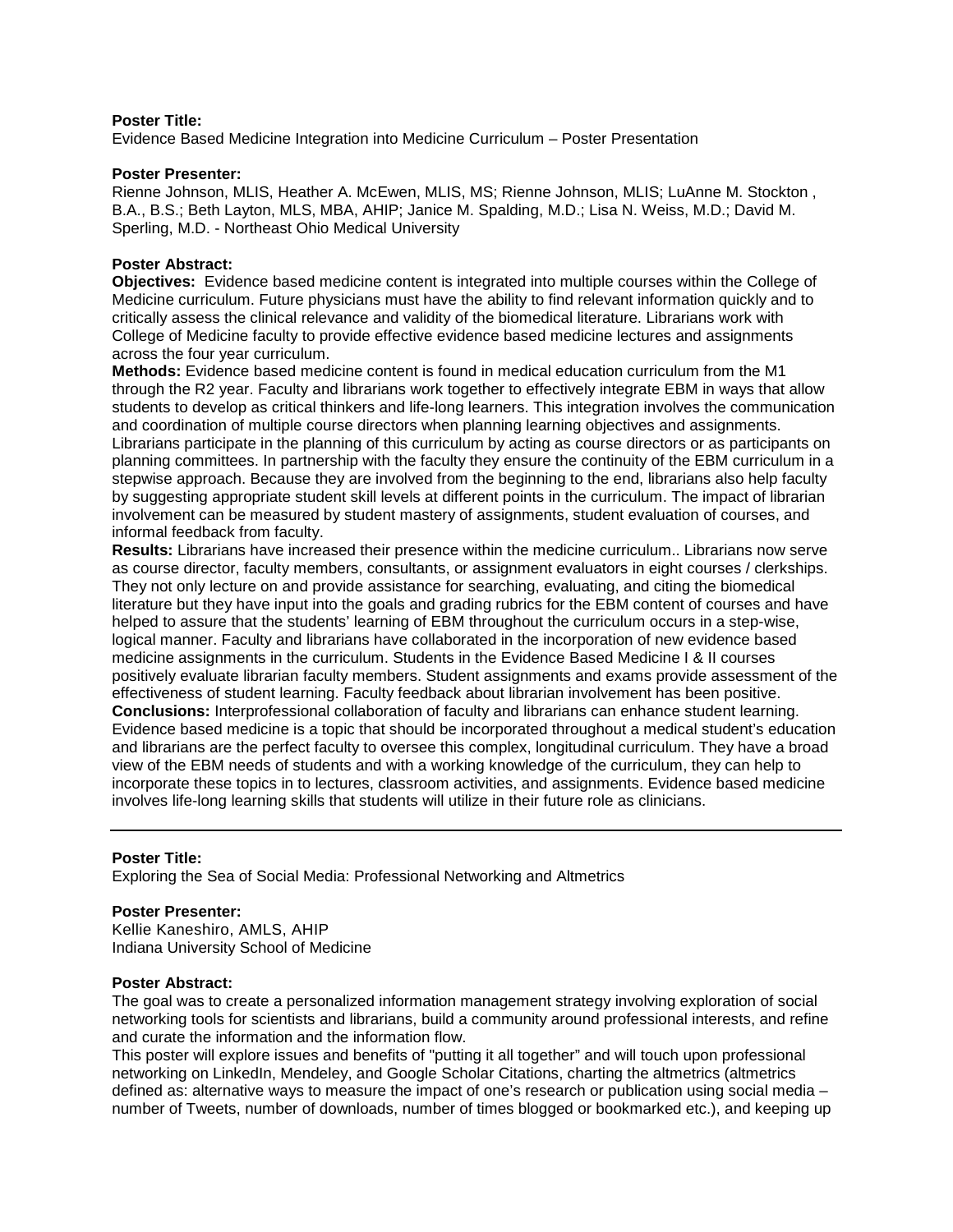**Poster Title:**
Evidence Based Medicine Integration into Medicine Curriculum – Poster Presentation

**Poster Presenter:**
Rienne Johnson, MLIS, Heather A. McEwen, MLIS, MS; Rienne Johnson, MLIS; LuAnne M. Stockton , B.A., B.S.; Beth Layton, MLS, MBA, AHIP; Janice M. Spalding, M.D.; Lisa N. Weiss, M.D.; David M. Sperling, M.D. - Northeast Ohio Medical University

**Poster Abstract:**
**Objectives:** Evidence based medicine content is integrated into multiple courses within the College of Medicine curriculum. Future physicians must have the ability to find relevant information quickly and to critically assess the clinical relevance and validity of the biomedical literature. Librarians work with College of Medicine faculty to provide effective evidence based medicine lectures and assignments across the four year curriculum.
**Methods:** Evidence based medicine content is found in medical education curriculum from the M1 through the R2 year. Faculty and librarians work together to effectively integrate EBM in ways that allow students to develop as critical thinkers and life-long learners. This integration involves the communication and coordination of multiple course directors when planning learning objectives and assignments. Librarians participate in the planning of this curriculum by acting as course directors or as participants on planning committees. In partnership with the faculty they ensure the continuity of the EBM curriculum in a stepwise approach. Because they are involved from the beginning to the end, librarians also help faculty by suggesting appropriate student skill levels at different points in the curriculum. The impact of librarian involvement can be measured by student mastery of assignments, student evaluation of courses, and informal feedback from faculty.
**Results:** Librarians have increased their presence within the medicine curriculum.. Librarians now serve as course director, faculty members, consultants, or assignment evaluators in eight courses / clerkships. They not only lecture on and provide assistance for searching, evaluating, and citing the biomedical literature but they have input into the goals and grading rubrics for the EBM content of courses and have helped to assure that the students' learning of EBM throughout the curriculum occurs in a step-wise, logical manner. Faculty and librarians have collaborated in the incorporation of new evidence based medicine assignments in the curriculum. Students in the Evidence Based Medicine I & II courses positively evaluate librarian faculty members. Student assignments and exams provide assessment of the effectiveness of student learning. Faculty feedback about librarian involvement has been positive.
**Conclusions:** Interprofessional collaboration of faculty and librarians can enhance student learning. Evidence based medicine is a topic that should be incorporated throughout a medical student's education and librarians are the perfect faculty to oversee this complex, longitudinal curriculum. They have a broad view of the EBM needs of students and with a working knowledge of the curriculum, they can help to incorporate these topics in to lectures, classroom activities, and assignments. Evidence based medicine involves life-long learning skills that students will utilize in their future role as clinicians.

---

**Poster Title:**
Exploring the Sea of Social Media: Professional Networking and Altmetrics

**Poster Presenter:**
Kellie Kaneshiro, AMLS, AHIP
Indiana University School of Medicine

**Poster Abstract:**
The goal was to create a personalized information management strategy involving exploration of social networking tools for scientists and librarians, build a community around professional interests, and refine and curate the information and the information flow.
This poster will explore issues and benefits of "putting it all together" and will touch upon professional networking on LinkedIn, Mendeley, and Google Scholar Citations, charting the altmetrics (altmetrics defined as: alternative ways to measure the impact of one's research or publication using social media – number of Tweets, number of downloads, number of times blogged or bookmarked etc.), and keeping up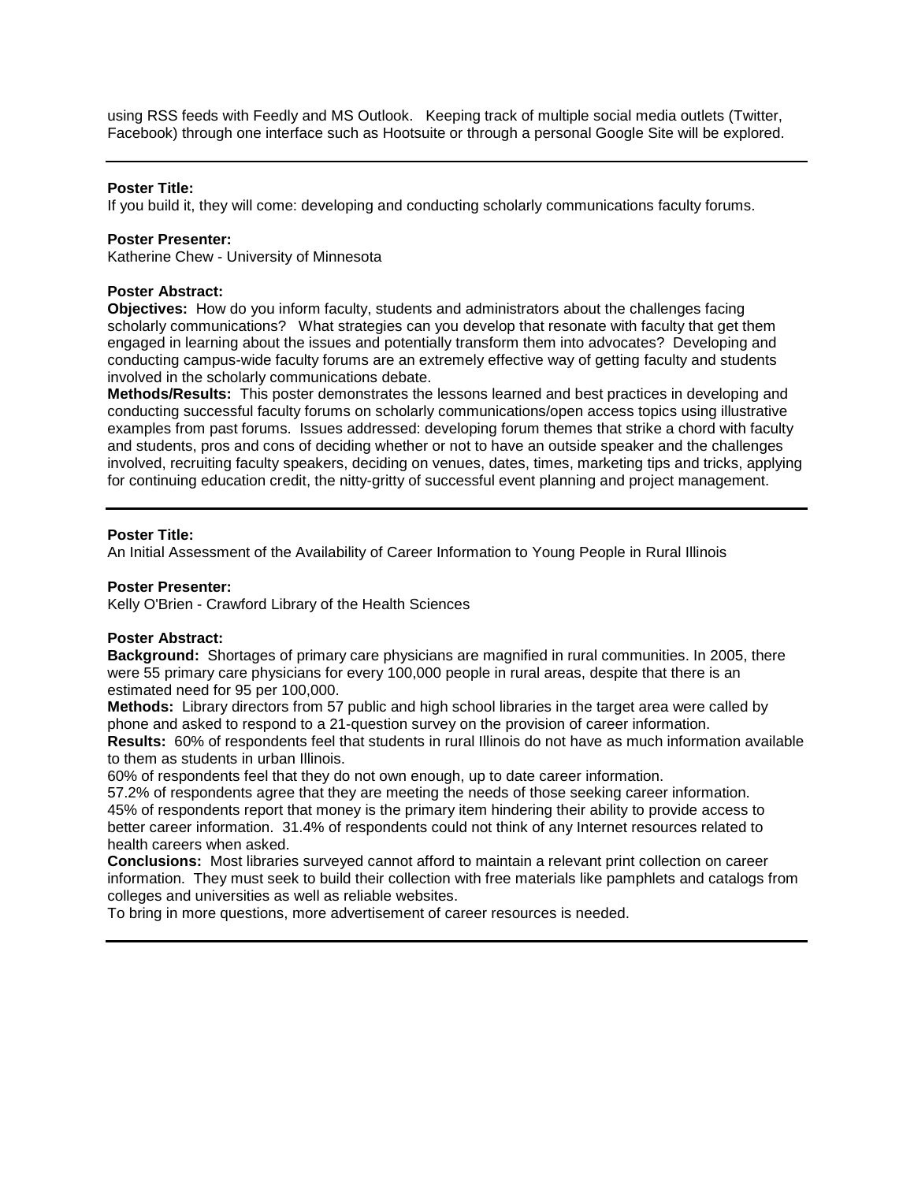using RSS feeds with Feedly and MS Outlook. Keeping track of multiple social media outlets (Twitter, Facebook) through one interface such as Hootsuite or through a personal Google Site will be explored.

---

**Poster Title:**
If you build it, they will come: developing and conducting scholarly communications faculty forums.

**Poster Presenter:**
Katherine Chew - University of Minnesota

**Poster Abstract:**
**Objectives:** How do you inform faculty, students and administrators about the challenges facing scholarly communications? What strategies can you develop that resonate with faculty that get them engaged in learning about the issues and potentially transform them into advocates? Developing and conducting campus-wide faculty forums are an extremely effective way of getting faculty and students involved in the scholarly communications debate.
**Methods/Results:** This poster demonstrates the lessons learned and best practices in developing and conducting successful faculty forums on scholarly communications/open access topics using illustrative examples from past forums. Issues addressed: developing forum themes that strike a chord with faculty and students, pros and cons of deciding whether or not to have an outside speaker and the challenges involved, recruiting faculty speakers, deciding on venues, dates, times, marketing tips and tricks, applying for continuing education credit, the nitty-gritty of successful event planning and project management.

---

**Poster Title:**
An Initial Assessment of the Availability of Career Information to Young People in Rural Illinois

**Poster Presenter:**
Kelly O'Brien - Crawford Library of the Health Sciences

**Poster Abstract:**
**Background:** Shortages of primary care physicians are magnified in rural communities. In 2005, there were 55 primary care physicians for every 100,000 people in rural areas, despite that there is an estimated need for 95 per 100,000.
**Methods:** Library directors from 57 public and high school libraries in the target area were called by phone and asked to respond to a 21-question survey on the provision of career information.
**Results:** 60% of respondents feel that students in rural Illinois do not have as much information available to them as students in urban Illinois.
60% of respondents feel that they do not own enough, up to date career information.
57.2% of respondents agree that they are meeting the needs of those seeking career information.
45% of respondents report that money is the primary item hindering their ability to provide access to better career information. 31.4% of respondents could not think of any Internet resources related to health careers when asked.
**Conclusions:** Most libraries surveyed cannot afford to maintain a relevant print collection on career information. They must seek to build their collection with free materials like pamphlets and catalogs from colleges and universities as well as reliable websites.
To bring in more questions, more advertisement of career resources is needed.

---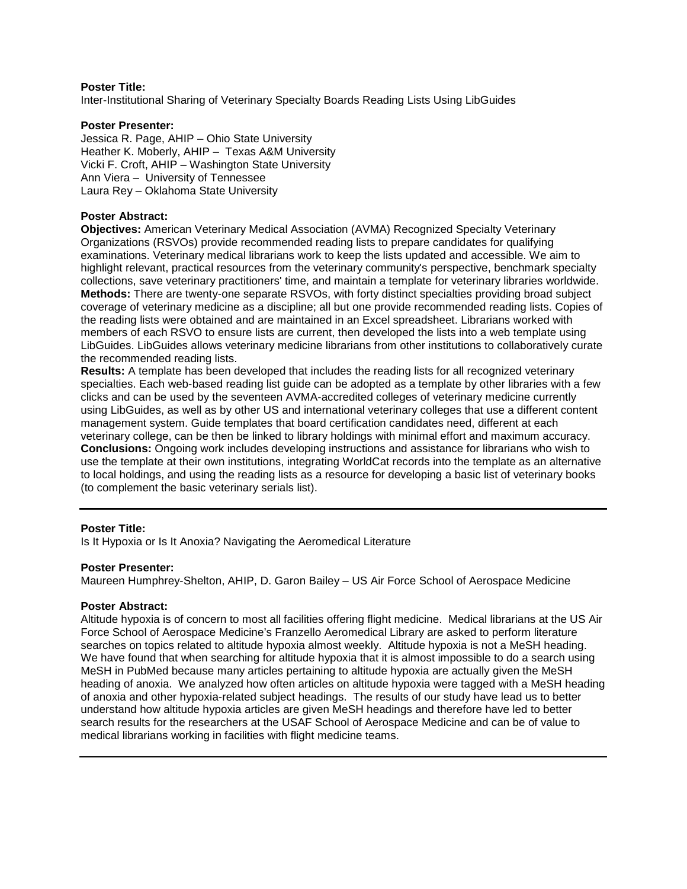**Poster Title:**
Inter-Institutional Sharing of Veterinary Specialty Boards Reading Lists Using LibGuides

**Poster Presenter:**
Jessica R. Page, AHIP – Ohio State University
Heather K. Moberly, AHIP – Texas A&M University
Vicki F. Croft, AHIP – Washington State University
Ann Viera – University of Tennessee
Laura Rey – Oklahoma State University

**Poster Abstract:**
**Objectives:** American Veterinary Medical Association (AVMA) Recognized Specialty Veterinary Organizations (RSVOs) provide recommended reading lists to prepare candidates for qualifying examinations. Veterinary medical librarians work to keep the lists updated and accessible. We aim to highlight relevant, practical resources from the veterinary community's perspective, benchmark specialty collections, save veterinary practitioners' time, and maintain a template for veterinary libraries worldwide.
**Methods:** There are twenty-one separate RSVOs, with forty distinct specialties providing broad subject coverage of veterinary medicine as a discipline; all but one provide recommended reading lists. Copies of the reading lists were obtained and are maintained in an Excel spreadsheet. Librarians worked with members of each RSVO to ensure lists are current, then developed the lists into a web template using LibGuides. LibGuides allows veterinary medicine librarians from other institutions to collaboratively curate the recommended reading lists.
**Results:** A template has been developed that includes the reading lists for all recognized veterinary specialties. Each web-based reading list guide can be adopted as a template by other libraries with a few clicks and can be used by the seventeen AVMA-accredited colleges of veterinary medicine currently using LibGuides, as well as by other US and international veterinary colleges that use a different content management system. Guide templates that board certification candidates need, different at each veterinary college, can be then be linked to library holdings with minimal effort and maximum accuracy.
**Conclusions:** Ongoing work includes developing instructions and assistance for librarians who wish to use the template at their own institutions, integrating WorldCat records into the template as an alternative to local holdings, and using the reading lists as a resource for developing a basic list of veterinary books (to complement the basic veterinary serials list).

---

**Poster Title:**
Is It Hypoxia or Is It Anoxia? Navigating the Aeromedical Literature

**Poster Presenter:**
Maureen Humphrey-Shelton, AHIP, D. Garon Bailey – US Air Force School of Aerospace Medicine

**Poster Abstract:**
Altitude hypoxia is of concern to most all facilities offering flight medicine. Medical librarians at the US Air Force School of Aerospace Medicine's Franzello Aeromedical Library are asked to perform literature searches on topics related to altitude hypoxia almost weekly. Altitude hypoxia is not a MeSH heading. We have found that when searching for altitude hypoxia that it is almost impossible to do a search using MeSH in PubMed because many articles pertaining to altitude hypoxia are actually given the MeSH heading of anoxia. We analyzed how often articles on altitude hypoxia were tagged with a MeSH heading of anoxia and other hypoxia-related subject headings. The results of our study have lead us to better understand how altitude hypoxia articles are given MeSH headings and therefore have led to better search results for the researchers at the USAF School of Aerospace Medicine and can be of value to medical librarians working in facilities with flight medicine teams.

---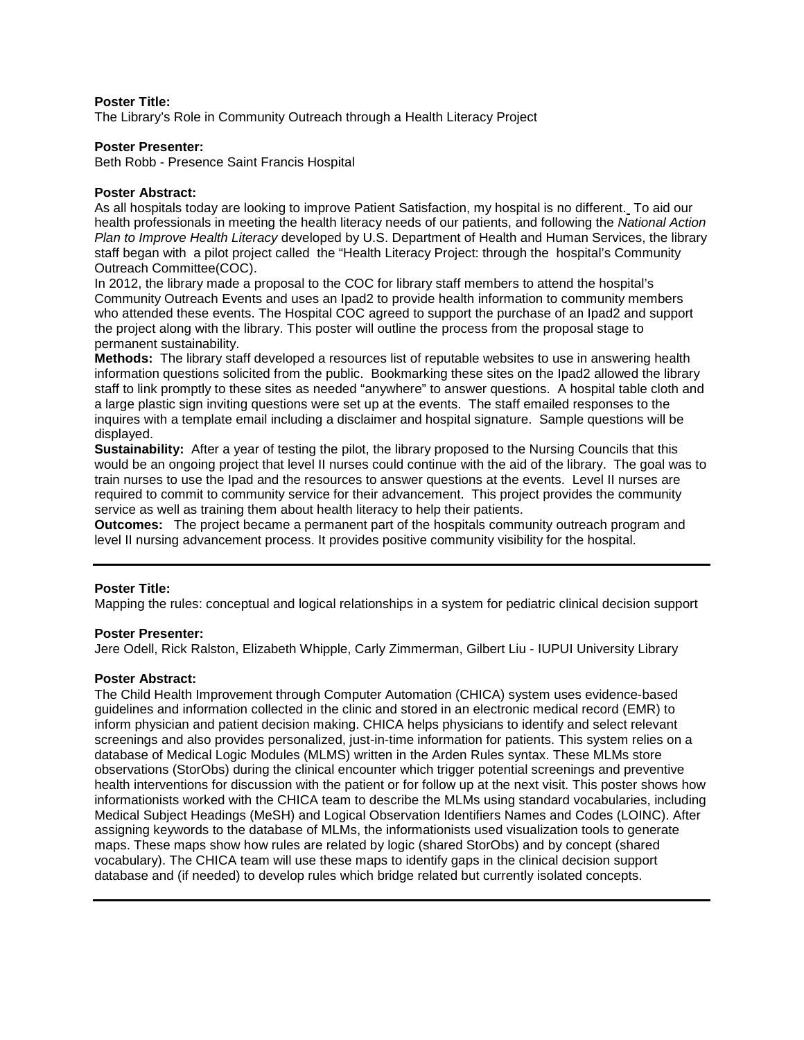**Poster Title:**
The Library's Role in Community Outreach through a Health Literacy Project

**Poster Presenter:**
Beth Robb - Presence Saint Francis Hospital

**Poster Abstract:**
As all hospitals today are looking to improve Patient Satisfaction, my hospital is no different. To aid our health professionals in meeting the health literacy needs of our patients, and following the *National Action Plan to Improve Health Literacy* developed by U.S. Department of Health and Human Services, the library staff began with a pilot project called the "Health Literacy Project: through the hospital's Community Outreach Committee(COC).
In 2012, the library made a proposal to the COC for library staff members to attend the hospital's Community Outreach Events and uses an Ipad2 to provide health information to community members who attended these events. The Hospital COC agreed to support the purchase of an Ipad2 and support the project along with the library. This poster will outline the process from the proposal stage to permanent sustainability.
**Methods:** The library staff developed a resources list of reputable websites to use in answering health information questions solicited from the public. Bookmarking these sites on the Ipad2 allowed the library staff to link promptly to these sites as needed "anywhere" to answer questions. A hospital table cloth and a large plastic sign inviting questions were set up at the events. The staff emailed responses to the inquires with a template email including a disclaimer and hospital signature. Sample questions will be displayed.
**Sustainability:** After a year of testing the pilot, the library proposed to the Nursing Councils that this would be an ongoing project that level II nurses could continue with the aid of the library. The goal was to train nurses to use the Ipad and the resources to answer questions at the events. Level II nurses are required to commit to community service for their advancement. This project provides the community service as well as training them about health literacy to help their patients.
**Outcomes:** The project became a permanent part of the hospitals community outreach program and level II nursing advancement process. It provides positive community visibility for the hospital.

---

**Poster Title:**
Mapping the rules: conceptual and logical relationships in a system for pediatric clinical decision support

**Poster Presenter:**
Jere Odell, Rick Ralston, Elizabeth Whipple, Carly Zimmerman, Gilbert Liu - IUPUI University Library

**Poster Abstract:**
The Child Health Improvement through Computer Automation (CHICA) system uses evidence-based guidelines and information collected in the clinic and stored in an electronic medical record (EMR) to inform physician and patient decision making. CHICA helps physicians to identify and select relevant screenings and also provides personalized, just-in-time information for patients. This system relies on a database of Medical Logic Modules (MLMS) written in the Arden Rules syntax. These MLMs store observations (StorObs) during the clinical encounter which trigger potential screenings and preventive health interventions for discussion with the patient or for follow up at the next visit. This poster shows how informationists worked with the CHICA team to describe the MLMs using standard vocabularies, including Medical Subject Headings (MeSH) and Logical Observation Identifiers Names and Codes (LOINC). After assigning keywords to the database of MLMs, the informationists used visualization tools to generate maps. These maps show how rules are related by logic (shared StorObs) and by concept (shared vocabulary). The CHICA team will use these maps to identify gaps in the clinical decision support database and (if needed) to develop rules which bridge related but currently isolated concepts.

---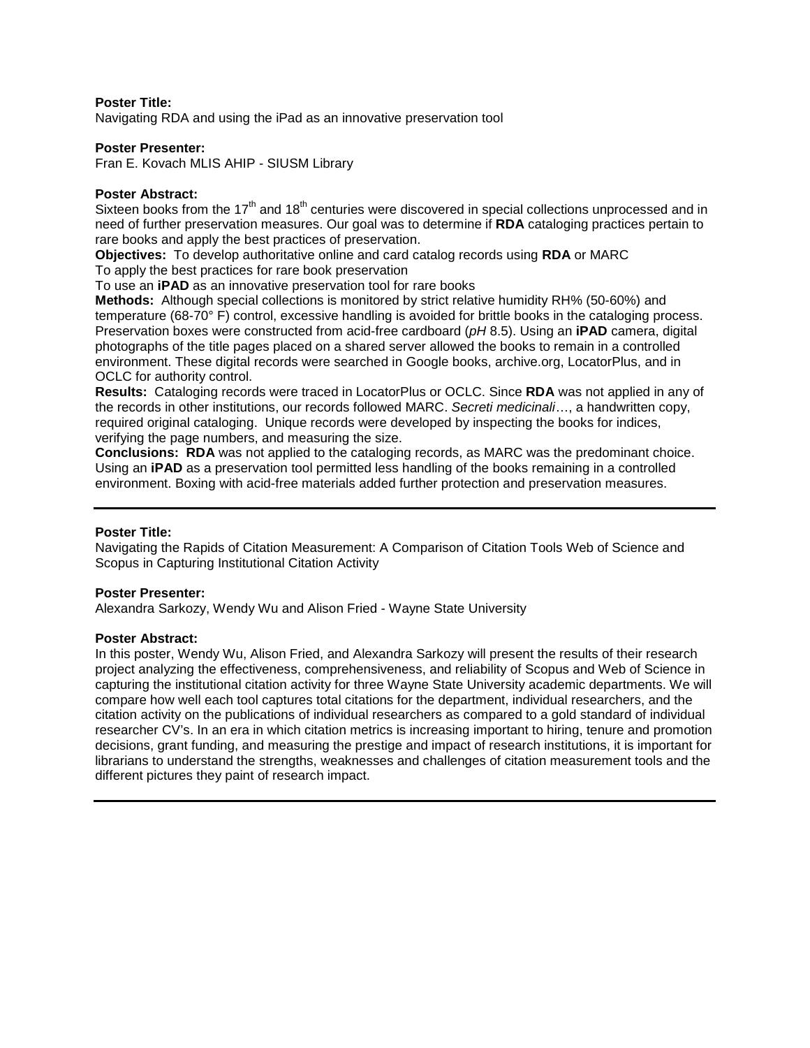**Poster Title:**
Navigating RDA and using the iPad as an innovative preservation tool

**Poster Presenter:**
Fran E. Kovach MLIS AHIP - SIUSM Library

**Poster Abstract:**
Sixteen books from the 17th and 18th centuries were discovered in special collections unprocessed and in need of further preservation measures. Our goal was to determine if **RDA** cataloging practices pertain to rare books and apply the best practices of preservation.
**Objectives:** To develop authoritative online and card catalog records using **RDA** or MARC
To apply the best practices for rare book preservation
To use an **iPAD** as an innovative preservation tool for rare books
**Methods:** Although special collections is monitored by strict relative humidity RH% (50-60%) and temperature (68-70° F) control, excessive handling is avoided for brittle books in the cataloging process. Preservation boxes were constructed from acid-free cardboard (*pH* 8.5). Using an **iPAD** camera, digital photographs of the title pages placed on a shared server allowed the books to remain in a controlled environment. These digital records were searched in Google books, archive.org, LocatorPlus, and in OCLC for authority control.
**Results:** Cataloging records were traced in LocatorPlus or OCLC. Since **RDA** was not applied in any of the records in other institutions, our records followed MARC. *Secreti medicinali*…, a handwritten copy, required original cataloging. Unique records were developed by inspecting the books for indices, verifying the page numbers, and measuring the size.
**Conclusions:** **RDA** was not applied to the cataloging records, as MARC was the predominant choice. Using an **iPAD** as a preservation tool permitted less handling of the books remaining in a controlled environment. Boxing with acid-free materials added further protection and preservation measures.

---

**Poster Title:**
Navigating the Rapids of Citation Measurement: A Comparison of Citation Tools Web of Science and Scopus in Capturing Institutional Citation Activity

**Poster Presenter:**
Alexandra Sarkozy, Wendy Wu and Alison Fried - Wayne State University

**Poster Abstract:**
In this poster, Wendy Wu, Alison Fried, and Alexandra Sarkozy will present the results of their research project analyzing the effectiveness, comprehensiveness, and reliability of Scopus and Web of Science in capturing the institutional citation activity for three Wayne State University academic departments. We will compare how well each tool captures total citations for the department, individual researchers, and the citation activity on the publications of individual researchers as compared to a gold standard of individual researcher CV's. In an era in which citation metrics is increasing important to hiring, tenure and promotion decisions, grant funding, and measuring the prestige and impact of research institutions, it is important for librarians to understand the strengths, weaknesses and challenges of citation measurement tools and the different pictures they paint of research impact.

---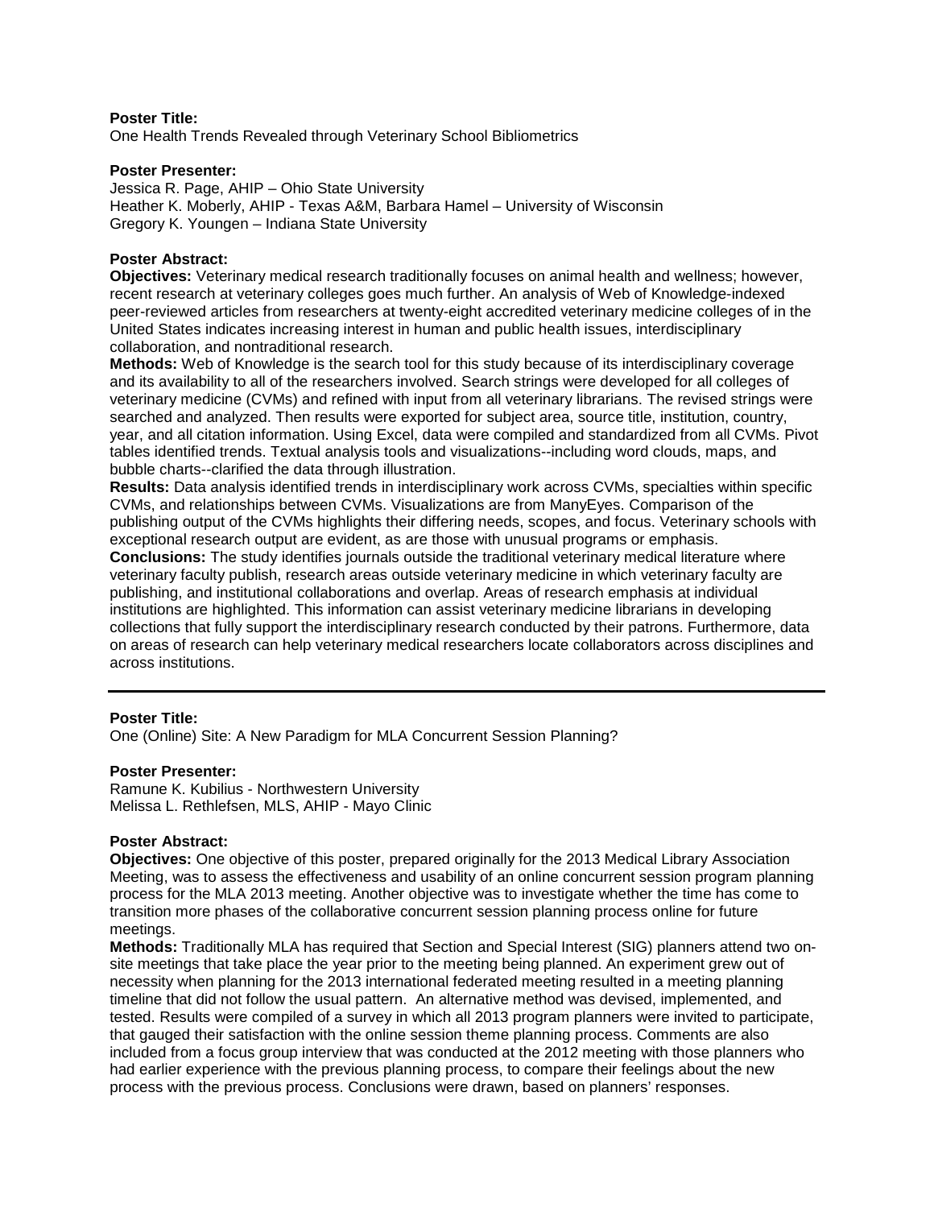**Poster Title:**
One Health Trends Revealed through Veterinary School Bibliometrics

**Poster Presenter:**
Jessica R. Page, AHIP – Ohio State University
Heather K. Moberly, AHIP - Texas A&M, Barbara Hamel – University of Wisconsin
Gregory K. Youngen – Indiana State University

**Poster Abstract:**
**Objectives:** Veterinary medical research traditionally focuses on animal health and wellness; however, recent research at veterinary colleges goes much further. An analysis of Web of Knowledge-indexed peer-reviewed articles from researchers at twenty-eight accredited veterinary medicine colleges of in the United States indicates increasing interest in human and public health issues, interdisciplinary collaboration, and nontraditional research.
**Methods:** Web of Knowledge is the search tool for this study because of its interdisciplinary coverage and its availability to all of the researchers involved. Search strings were developed for all colleges of veterinary medicine (CVMs) and refined with input from all veterinary librarians. The revised strings were searched and analyzed. Then results were exported for subject area, source title, institution, country, year, and all citation information. Using Excel, data were compiled and standardized from all CVMs. Pivot tables identified trends. Textual analysis tools and visualizations--including word clouds, maps, and bubble charts--clarified the data through illustration.
**Results:** Data analysis identified trends in interdisciplinary work across CVMs, specialties within specific CVMs, and relationships between CVMs. Visualizations are from ManyEyes. Comparison of the publishing output of the CVMs highlights their differing needs, scopes, and focus. Veterinary schools with exceptional research output are evident, as are those with unusual programs or emphasis.
**Conclusions:** The study identifies journals outside the traditional veterinary medical literature where veterinary faculty publish, research areas outside veterinary medicine in which veterinary faculty are publishing, and institutional collaborations and overlap. Areas of research emphasis at individual institutions are highlighted. This information can assist veterinary medicine librarians in developing collections that fully support the interdisciplinary research conducted by their patrons. Furthermore, data on areas of research can help veterinary medical researchers locate collaborators across disciplines and across institutions.

---

**Poster Title:**
One (Online) Site: A New Paradigm for MLA Concurrent Session Planning?

**Poster Presenter:**
Ramune K. Kubilius - Northwestern University
Melissa L. Rethlefsen, MLS, AHIP - Mayo Clinic

**Poster Abstract:**
**Objectives:** One objective of this poster, prepared originally for the 2013 Medical Library Association Meeting, was to assess the effectiveness and usability of an online concurrent session program planning process for the MLA 2013 meeting. Another objective was to investigate whether the time has come to transition more phases of the collaborative concurrent session planning process online for future meetings.
**Methods:** Traditionally MLA has required that Section and Special Interest (SIG) planners attend two on-site meetings that take place the year prior to the meeting being planned. An experiment grew out of necessity when planning for the 2013 international federated meeting resulted in a meeting planning timeline that did not follow the usual pattern. An alternative method was devised, implemented, and tested. Results were compiled of a survey in which all 2013 program planners were invited to participate, that gauged their satisfaction with the online session theme planning process. Comments are also included from a focus group interview that was conducted at the 2012 meeting with those planners who had earlier experience with the previous planning process, to compare their feelings about the new process with the previous process. Conclusions were drawn, based on planners' responses.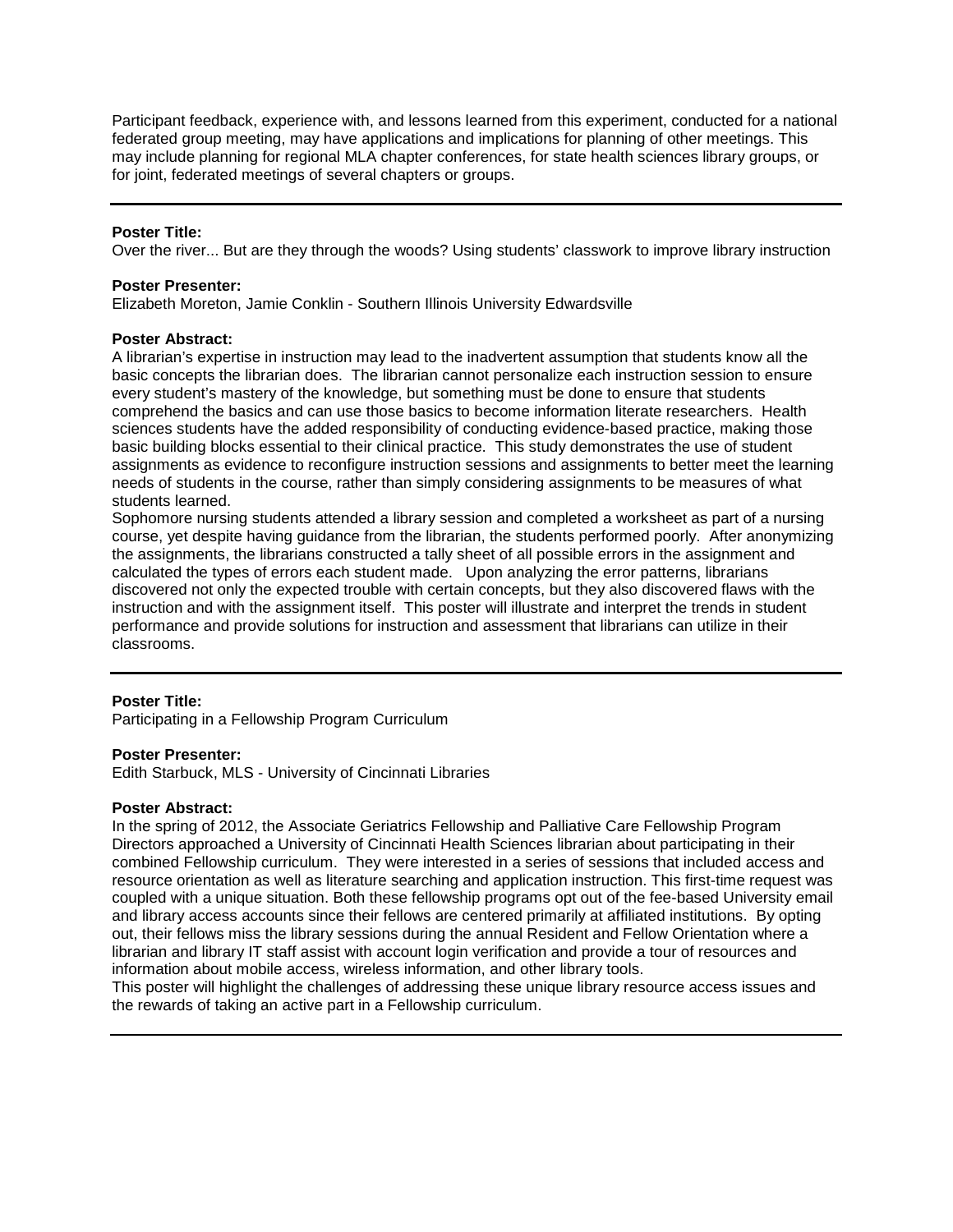Participant feedback, experience with, and lessons learned from this experiment, conducted for a national federated group meeting, may have applications and implications for planning of other meetings. This may include planning for regional MLA chapter conferences, for state health sciences library groups, or for joint, federated meetings of several chapters or groups.

---

**Poster Title:**
Over the river... But are they through the woods? Using students' classwork to improve library instruction

**Poster Presenter:**
Elizabeth Moreton, Jamie Conklin - Southern Illinois University Edwardsville

**Poster Abstract:**
A librarian's expertise in instruction may lead to the inadvertent assumption that students know all the basic concepts the librarian does. The librarian cannot personalize each instruction session to ensure every student's mastery of the knowledge, but something must be done to ensure that students comprehend the basics and can use those basics to become information literate researchers. Health sciences students have the added responsibility of conducting evidence-based practice, making those basic building blocks essential to their clinical practice. This study demonstrates the use of student assignments as evidence to reconfigure instruction sessions and assignments to better meet the learning needs of students in the course, rather than simply considering assignments to be measures of what students learned.
Sophomore nursing students attended a library session and completed a worksheet as part of a nursing course, yet despite having guidance from the librarian, the students performed poorly. After anonymizing the assignments, the librarians constructed a tally sheet of all possible errors in the assignment and calculated the types of errors each student made. Upon analyzing the error patterns, librarians discovered not only the expected trouble with certain concepts, but they also discovered flaws with the instruction and with the assignment itself. This poster will illustrate and interpret the trends in student performance and provide solutions for instruction and assessment that librarians can utilize in their classrooms.

---

**Poster Title:**
Participating in a Fellowship Program Curriculum

**Poster Presenter:**
Edith Starbuck, MLS - University of Cincinnati Libraries

**Poster Abstract:**
In the spring of 2012, the Associate Geriatrics Fellowship and Palliative Care Fellowship Program Directors approached a University of Cincinnati Health Sciences librarian about participating in their combined Fellowship curriculum. They were interested in a series of sessions that included access and resource orientation as well as literature searching and application instruction. This first-time request was coupled with a unique situation. Both these fellowship programs opt out of the fee-based University email and library access accounts since their fellows are centered primarily at affiliated institutions. By opting out, their fellows miss the library sessions during the annual Resident and Fellow Orientation where a librarian and library IT staff assist with account login verification and provide a tour of resources and information about mobile access, wireless information, and other library tools.
This poster will highlight the challenges of addressing these unique library resource access issues and the rewards of taking an active part in a Fellowship curriculum.

---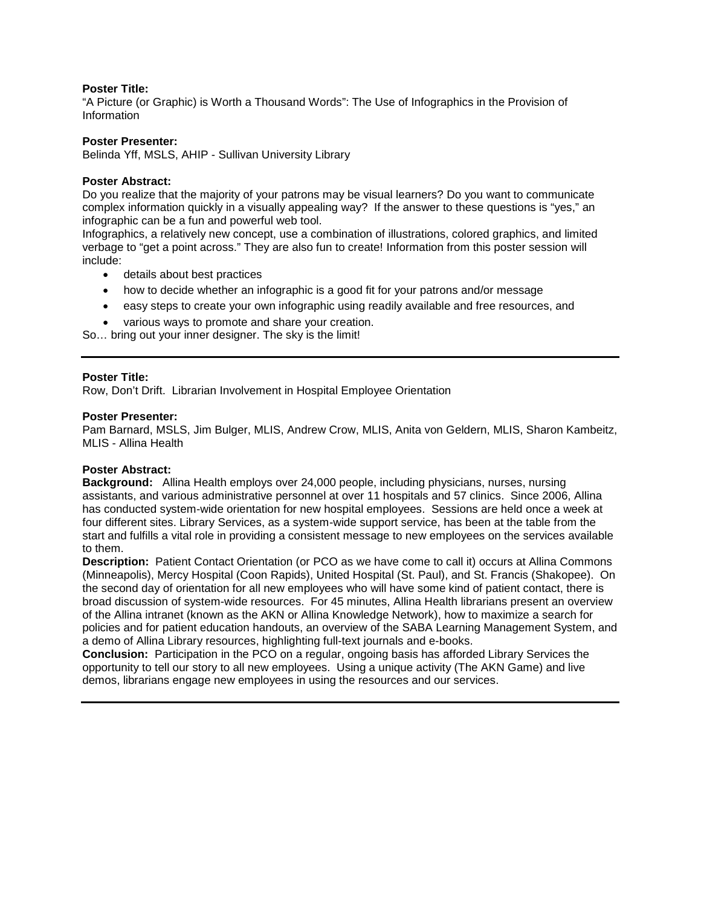**Poster Title:**
"A Picture (or Graphic) is Worth a Thousand Words": The Use of Infographics in the Provision of Information

**Poster Presenter:**
Belinda Yff, MSLS, AHIP - Sullivan University Library

**Poster Abstract:**
Do you realize that the majority of your patrons may be visual learners? Do you want to communicate complex information quickly in a visually appealing way? If the answer to these questions is "yes," an infographic can be a fun and powerful web tool.
Infographics, a relatively new concept, use a combination of illustrations, colored graphics, and limited verbage to "get a point across." They are also fun to create! Information from this poster session will include:

- details about best practices
- how to decide whether an infographic is a good fit for your patrons and/or message
- easy steps to create your own infographic using readily available and free resources, and
- various ways to promote and share your creation.

So… bring out your inner designer. The sky is the limit!

---

**Poster Title:**
Row, Don't Drift. Librarian Involvement in Hospital Employee Orientation

**Poster Presenter:**
Pam Barnard, MSLS, Jim Bulger, MLIS, Andrew Crow, MLIS, Anita von Geldern, MLIS, Sharon Kambeitz, MLIS - Allina Health

**Poster Abstract:**
**Background:** Allina Health employs over 24,000 people, including physicians, nurses, nursing assistants, and various administrative personnel at over 11 hospitals and 57 clinics. Since 2006, Allina has conducted system-wide orientation for new hospital employees. Sessions are held once a week at four different sites. Library Services, as a system-wide support service, has been at the table from the start and fulfills a vital role in providing a consistent message to new employees on the services available to them.
**Description:** Patient Contact Orientation (or PCO as we have come to call it) occurs at Allina Commons (Minneapolis), Mercy Hospital (Coon Rapids), United Hospital (St. Paul), and St. Francis (Shakopee). On the second day of orientation for all new employees who will have some kind of patient contact, there is broad discussion of system-wide resources. For 45 minutes, Allina Health librarians present an overview of the Allina intranet (known as the AKN or Allina Knowledge Network), how to maximize a search for policies and for patient education handouts, an overview of the SABA Learning Management System, and a demo of Allina Library resources, highlighting full-text journals and e-books.
**Conclusion:** Participation in the PCO on a regular, ongoing basis has afforded Library Services the opportunity to tell our story to all new employees. Using a unique activity (The AKN Game) and live demos, librarians engage new employees in using the resources and our services.

---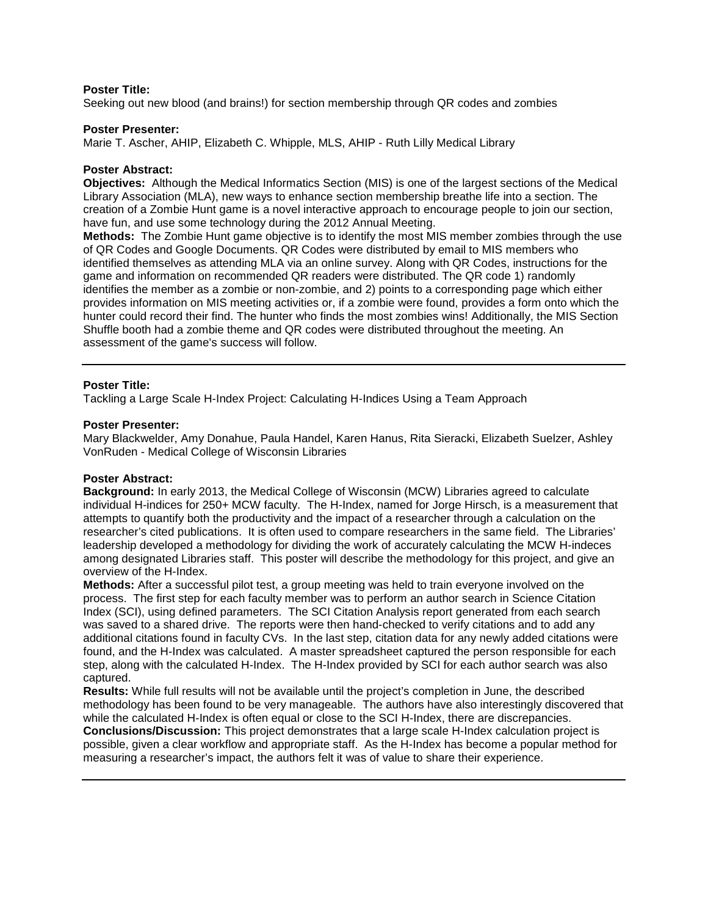**Poster Title:**
Seeking out new blood (and brains!) for section membership through QR codes and zombies

**Poster Presenter:**
Marie T. Ascher, AHIP, Elizabeth C. Whipple, MLS, AHIP - Ruth Lilly Medical Library

**Poster Abstract:**
**Objectives:** Although the Medical Informatics Section (MIS) is one of the largest sections of the Medical Library Association (MLA), new ways to enhance section membership breathe life into a section. The creation of a Zombie Hunt game is a novel interactive approach to encourage people to join our section, have fun, and use some technology during the 2012 Annual Meeting.
**Methods:** The Zombie Hunt game objective is to identify the most MIS member zombies through the use of QR Codes and Google Documents. QR Codes were distributed by email to MIS members who identified themselves as attending MLA via an online survey. Along with QR Codes, instructions for the game and information on recommended QR readers were distributed. The QR code 1) randomly identifies the member as a zombie or non-zombie, and 2) points to a corresponding page which either provides information on MIS meeting activities or, if a zombie were found, provides a form onto which the hunter could record their find. The hunter who finds the most zombies wins! Additionally, the MIS Section Shuffle booth had a zombie theme and QR codes were distributed throughout the meeting. An assessment of the game's success will follow.

---

**Poster Title:**
Tackling a Large Scale H-Index Project: Calculating H-Indices Using a Team Approach

**Poster Presenter:**
Mary Blackwelder, Amy Donahue, Paula Handel, Karen Hanus, Rita Sieracki, Elizabeth Suelzer, Ashley VonRuden - Medical College of Wisconsin Libraries

**Poster Abstract:**
**Background:** In early 2013, the Medical College of Wisconsin (MCW) Libraries agreed to calculate individual H-indices for 250+ MCW faculty. The H-Index, named for Jorge Hirsch, is a measurement that attempts to quantify both the productivity and the impact of a researcher through a calculation on the researcher's cited publications. It is often used to compare researchers in the same field. The Libraries' leadership developed a methodology for dividing the work of accurately calculating the MCW H-indeces among designated Libraries staff. This poster will describe the methodology for this project, and give an overview of the H-Index.
**Methods:** After a successful pilot test, a group meeting was held to train everyone involved on the process. The first step for each faculty member was to perform an author search in Science Citation Index (SCI), using defined parameters. The SCI Citation Analysis report generated from each search was saved to a shared drive. The reports were then hand-checked to verify citations and to add any additional citations found in faculty CVs. In the last step, citation data for any newly added citations were found, and the H-Index was calculated. A master spreadsheet captured the person responsible for each step, along with the calculated H-Index. The H-Index provided by SCI for each author search was also captured.
**Results:** While full results will not be available until the project's completion in June, the described methodology has been found to be very manageable. The authors have also interestingly discovered that while the calculated H-Index is often equal or close to the SCI H-Index, there are discrepancies.
**Conclusions/Discussion:** This project demonstrates that a large scale H-Index calculation project is possible, given a clear workflow and appropriate staff. As the H-Index has become a popular method for measuring a researcher's impact, the authors felt it was of value to share their experience.

---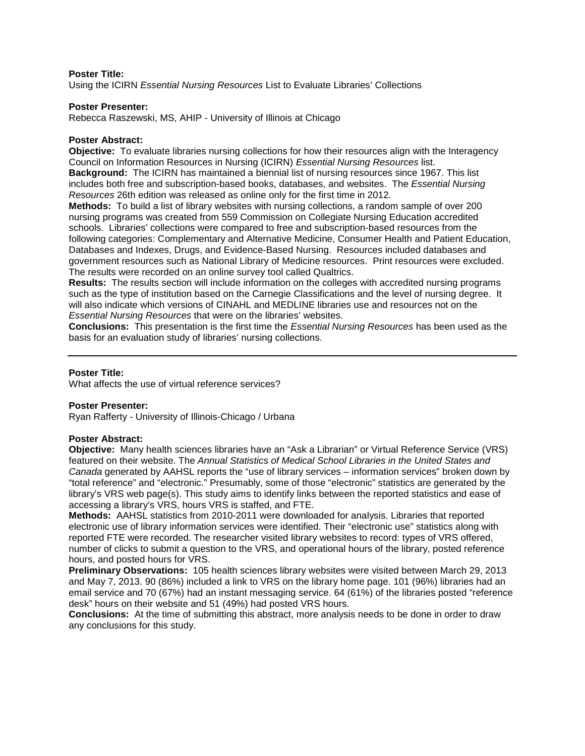**Poster Title:**
Using the ICIRN *Essential Nursing Resources* List to Evaluate Libraries' Collections

**Poster Presenter:**
Rebecca Raszewski, MS, AHIP - University of Illinois at Chicago

**Poster Abstract:**
**Objective:** To evaluate libraries nursing collections for how their resources align with the Interagency Council on Information Resources in Nursing (ICIRN) *Essential Nursing Resources* list.
**Background:** The ICIRN has maintained a biennial list of nursing resources since 1967. This list includes both free and subscription-based books, databases, and websites. The *Essential Nursing Resources* 26th edition was released as online only for the first time in 2012.
**Methods:** To build a list of library websites with nursing collections, a random sample of over 200 nursing programs was created from 559 Commission on Collegiate Nursing Education accredited schools. Libraries' collections were compared to free and subscription-based resources from the following categories: Complementary and Alternative Medicine, Consumer Health and Patient Education, Databases and Indexes, Drugs, and Evidence-Based Nursing. Resources included databases and government resources such as National Library of Medicine resources. Print resources were excluded. The results were recorded on an online survey tool called Qualtrics.
**Results:** The results section will include information on the colleges with accredited nursing programs such as the type of institution based on the Carnegie Classifications and the level of nursing degree. It will also indicate which versions of CINAHL and MEDLINE libraries use and resources not on the *Essential Nursing Resources* that were on the libraries' websites.
**Conclusions:** This presentation is the first time the *Essential Nursing Resources* has been used as the basis for an evaluation study of libraries' nursing collections.

---

**Poster Title:**
What affects the use of virtual reference services?

**Poster Presenter:**
Ryan Rafferty - University of Illinois-Chicago / Urbana

**Poster Abstract:**
**Objective:** Many health sciences libraries have an "Ask a Librarian" or Virtual Reference Service (VRS) featured on their website. The *Annual Statistics of Medical School Libraries in the United States and Canada* generated by AAHSL reports the "use of library services – information services" broken down by "total reference" and "electronic." Presumably, some of those "electronic" statistics are generated by the library's VRS web page(s). This study aims to identify links between the reported statistics and ease of accessing a library's VRS, hours VRS is staffed, and FTE.
**Methods:** AAHSL statistics from 2010-2011 were downloaded for analysis. Libraries that reported electronic use of library information services were identified. Their "electronic use" statistics along with reported FTE were recorded. The researcher visited library websites to record: types of VRS offered, number of clicks to submit a question to the VRS, and operational hours of the library, posted reference hours, and posted hours for VRS.
**Preliminary Observations:** 105 health sciences library websites were visited between March 29, 2013 and May 7, 2013. 90 (86%) included a link to VRS on the library home page. 101 (96%) libraries had an email service and 70 (67%) had an instant messaging service. 64 (61%) of the libraries posted "reference desk" hours on their website and 51 (49%) had posted VRS hours.
**Conclusions:** At the time of submitting this abstract, more analysis needs to be done in order to draw any conclusions for this study.